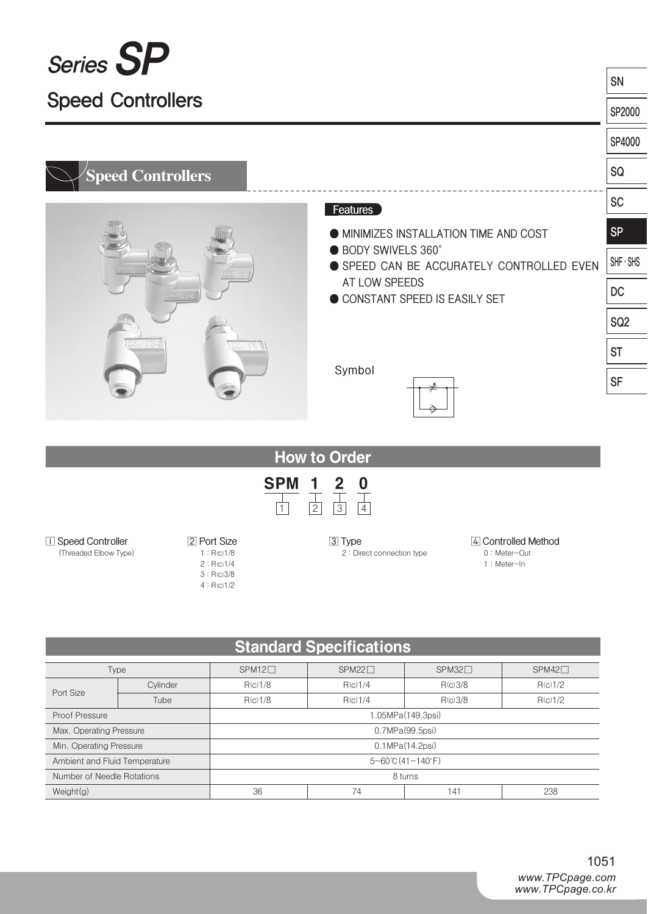# Series SP

## Speed Controllers

### Speed Controllers

**Features**

- MINIMIZES INSTALLATION TIME AND COST
- BODY SWIVELS 360˚
- SPEED CAN BE ACCURATELY CONTROLLED EVEN AT LOW SPEEDS
- CONSTANT SPEED IS EASILY SET

Symbol

## How to Order

**SPM 1 2 0**

1 Speed Controller (Threaded Elbow Type)

2 Port Size
- 1 : R(c)1/8
- 2 : R(c)1/4
- 3 : R(c)3/8
- 4 : R(c)1/2

3 Type
- 2 : Direct connection type

4 Controlled Method
- 0 : Meter−Out
- 1 : Meter−In

## Standard Specifications

| Type | | SPM12□ | SPM22□ | SPM32□ | SPM42□ |
|---|---|---|---|---|---|
| Port Size | Cylinder | R(c)1/8 | R(c)1/4 | R(c)3/8 | R(c)1/2 |
| | Tube | R(c)1/8 | R(c)1/4 | R(c)3/8 | R(c)1/2 |
| Proof Pressure | | 1.05MPa(149.3psi) | | | |
| Max. Operating Pressure | | 0.7MPa(99.5psi) | | | |
| Min. Operating Pressure | | 0.1MPa(14.2psi) | | | |
| Ambient and Fluid Temperature | | 5~60℃(41~140˚F) | | | |
| Number of Needle Rotations | | 8 turns | | | |
| Weight(g) | | 36 | 74 | 141 | 238 |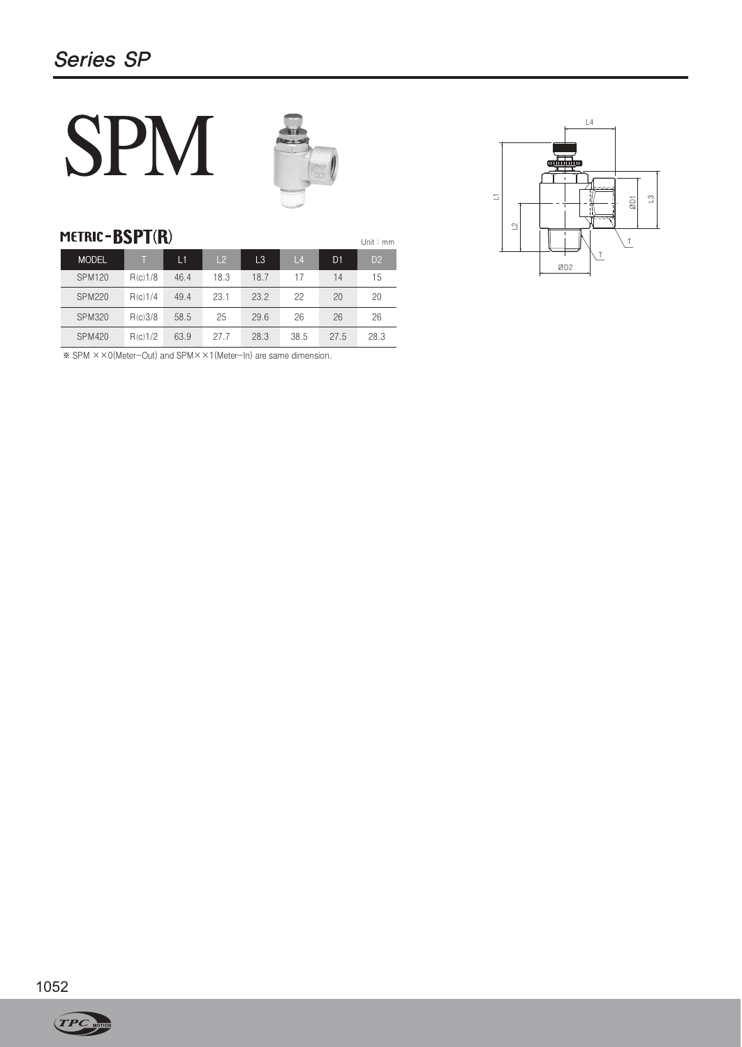## Series SP

# SPM

L4

L1

L2

ØD1

L3

T

T

ØD2

### METRIC-BSPT(R)

Unit : mm

| MODEL | T | L1 | L2 | L3 | L4 | D1 | D2 |
|---|---|---|---|---|---|---|---|
| SPM120 | R(c)1/8 | 46.4 | 18.3 | 18.7 | 17 | 14 | 15 |
| SPM220 | R(c)1/4 | 49.4 | 23.1 | 23.2 | 22 | 20 | 20 |
| SPM320 | R(c)3/8 | 58.5 | 25 | 29.6 | 26 | 26 | 26 |
| SPM420 | R(c)1/2 | 63.9 | 27.7 | 28.3 | 38.5 | 27.5 | 28.3 |

※ SPM ××0(Meter-Out) and SPM××1(Meter-In) are same dimension.